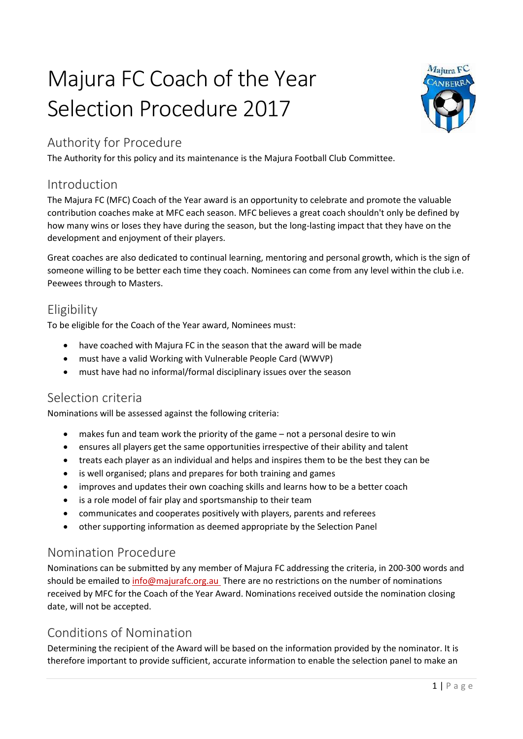# Majura FC Coach of the Year Selection Procedure 2017

## Authority for Procedure

The Authority for this policy and its maintenance is the Majura Football Club Committee.

## Introduction

The Majura FC (MFC) Coach of the Year award is an opportunity to celebrate and promote the valuable contribution coaches make at MFC each season. MFC believes a great coach shouldn't only be defined by how many wins or loses they have during the season, but the long-lasting impact that they have on the development and enjoyment of their players.

Great coaches are also dedicated to continual learning, mentoring and personal growth, which is the sign of someone willing to be better each time they coach. Nominees can come from any level within the club i.e. Peewees through to Masters.

## Eligibility

To be eligible for the Coach of the Year award, Nominees must:

- have coached with Majura FC in the season that the award will be made
- must have a valid Working with Vulnerable People Card (WWVP)
- must have had no informal/formal disciplinary issues over the season

## Selection criteria

Nominations will be assessed against the following criteria:

- makes fun and team work the priority of the game – not a personal desire to win
- ensures all players get the same opportunities irrespective of their ability and talent
- treats each player as an individual and helps and inspires them to be the best they can be
- is well organised; plans and prepares for both training and games
- improves and updates their own coaching skills and learns how to be a better coach
- is a role model of fair play and sportsmanship to their team
- communicates and cooperates positively with players, parents and referees
- other supporting information as deemed appropriate by the Selection Panel

## Nomination Procedure

Nominations can be submitted by any member of Majura FC addressing the criteria, in 200-300 words and should be emailed to info@majurafc.org.au There are no restrictions on the number of nominations received by MFC for the Coach of the Year Award. Nominations received outside the nomination closing date, will not be accepted.

## Conditions of Nomination

Determining the recipient of the Award will be based on the information provided by the nominator. It is therefore important to provide sufficient, accurate information to enable the selection panel to make an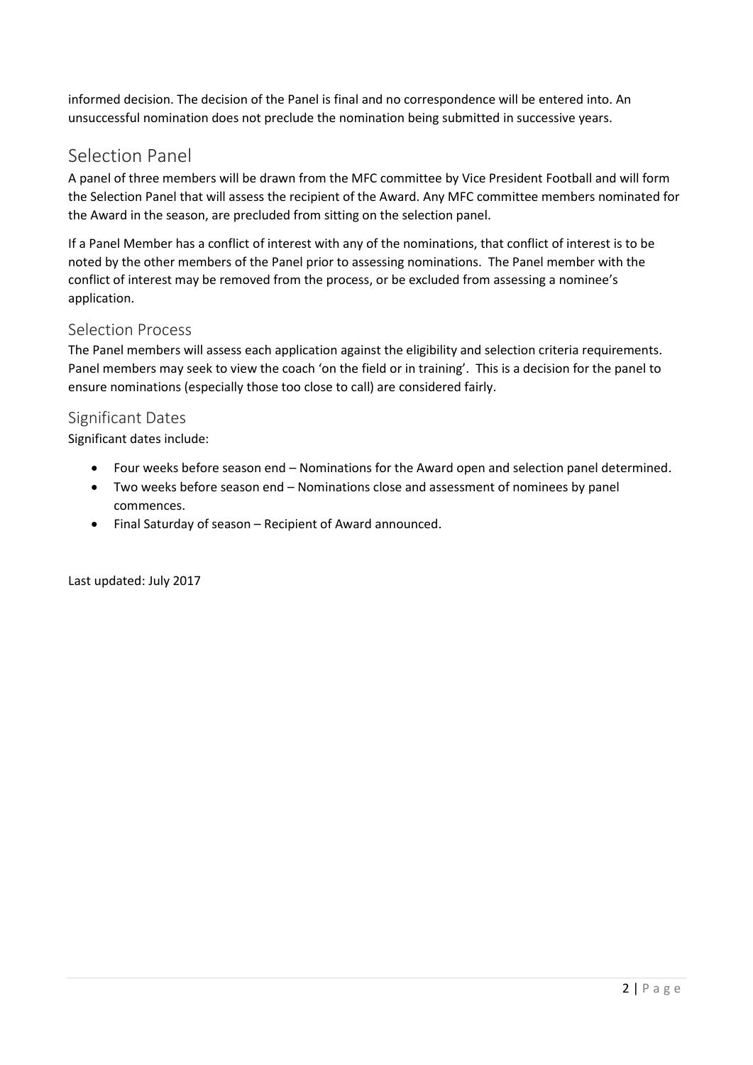informed decision. The decision of the Panel is final and no correspondence will be entered into. An unsuccessful nomination does not preclude the nomination being submitted in successive years.

## Selection Panel

A panel of three members will be drawn from the MFC committee by Vice President Football and will form the Selection Panel that will assess the recipient of the Award. Any MFC committee members nominated for the Award in the season, are precluded from sitting on the selection panel.

If a Panel Member has a conflict of interest with any of the nominations, that conflict of interest is to be noted by the other members of the Panel prior to assessing nominations. The Panel member with the conflict of interest may be removed from the process, or be excluded from assessing a nominee's application.

### Selection Process

The Panel members will assess each application against the eligibility and selection criteria requirements. Panel members may seek to view the coach 'on the field or in training'. This is a decision for the panel to ensure nominations (especially those too close to call) are considered fairly.

### Significant Dates

Significant dates include:

- Four weeks before season end – Nominations for the Award open and selection panel determined.
- Two weeks before season end – Nominations close and assessment of nominees by panel commences.
- Final Saturday of season – Recipient of Award announced.

Last updated: July 2017